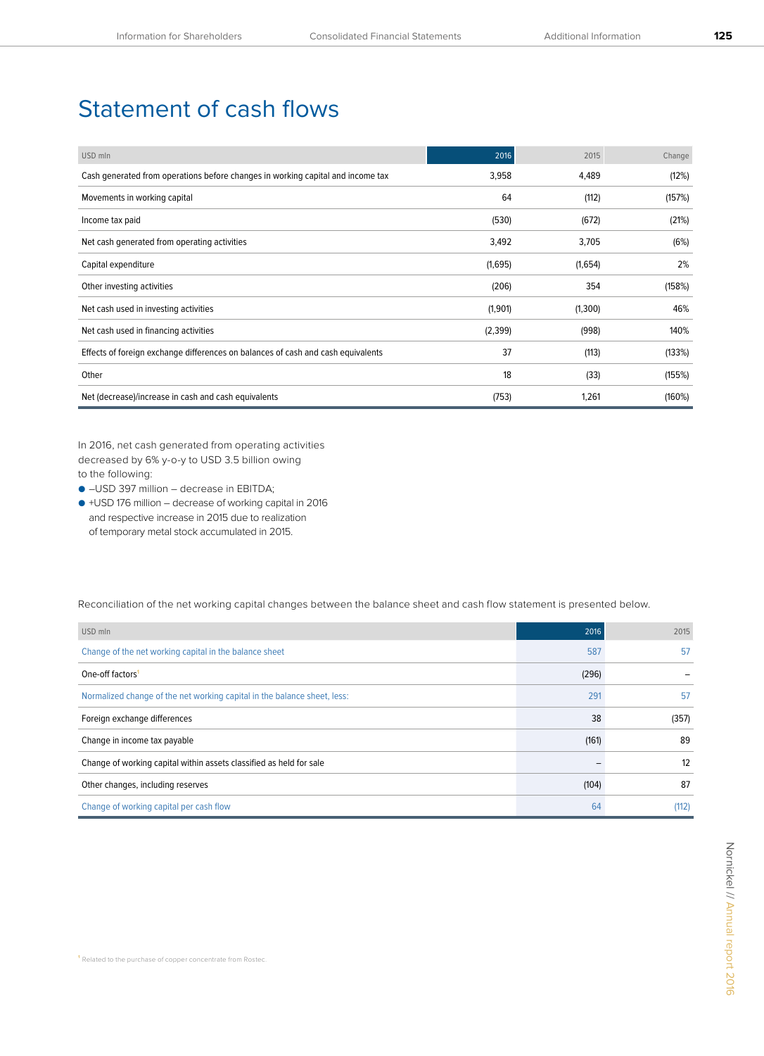# Statement of cash flows

| USD mln | 2016 | 2015 | Change |
|---|---|---|---|
| Cash generated from operations before changes in working capital and income tax | 3,958 | 4,489 | (12%) |
| Movements in working capital | 64 | (112) | (157%) |
| Income tax paid | (530) | (672) | (21%) |
| Net cash generated from operating activities | 3,492 | 3,705 | (6%) |
| Capital expenditure | (1,695) | (1,654) | 2% |
| Other investing activities | (206) | 354 | (158%) |
| Net cash used in investing activities | (1,901) | (1,300) | 46% |
| Net cash used in financing activities | (2,399) | (998) | 140% |
| Effects of foreign exchange differences on balances of cash and cash equivalents | 37 | (113) | (133%) |
| Other | 18 | (33) | (155%) |
| Net (decrease)/increase in cash and cash equivalents | (753) | 1,261 | (160%) |

In 2016, net cash generated from operating activities decreased by 6% y-o-y to USD 3.5 billion owing to the following:

- –USD 397 million – decrease in EBITDA;
- +USD 176 million – decrease of working capital in 2016 and respective increase in 2015 due to realization of temporary metal stock accumulated in 2015.

Reconciliation of the net working capital changes between the balance sheet and cash flow statement is presented below.

| USD mln | 2016 | 2015 |
|---|---|---|
| Change of the net working capital in the balance sheet | 587 | 57 |
| One-off factors[1] | (296) | – |
| Normalized change of the net working capital in the balance sheet, less: | 291 | 57 |
| Foreign exchange differences | 38 | (357) |
| Change in income tax payable | (161) | 89 |
| Change of working capital within assets classified as held for sale | – | 12 |
| Other changes, including reserves | (104) | 87 |
| Change of working capital per cash flow | 64 | (112) |

[1] Related to the purchase of copper concentrate from Rostec.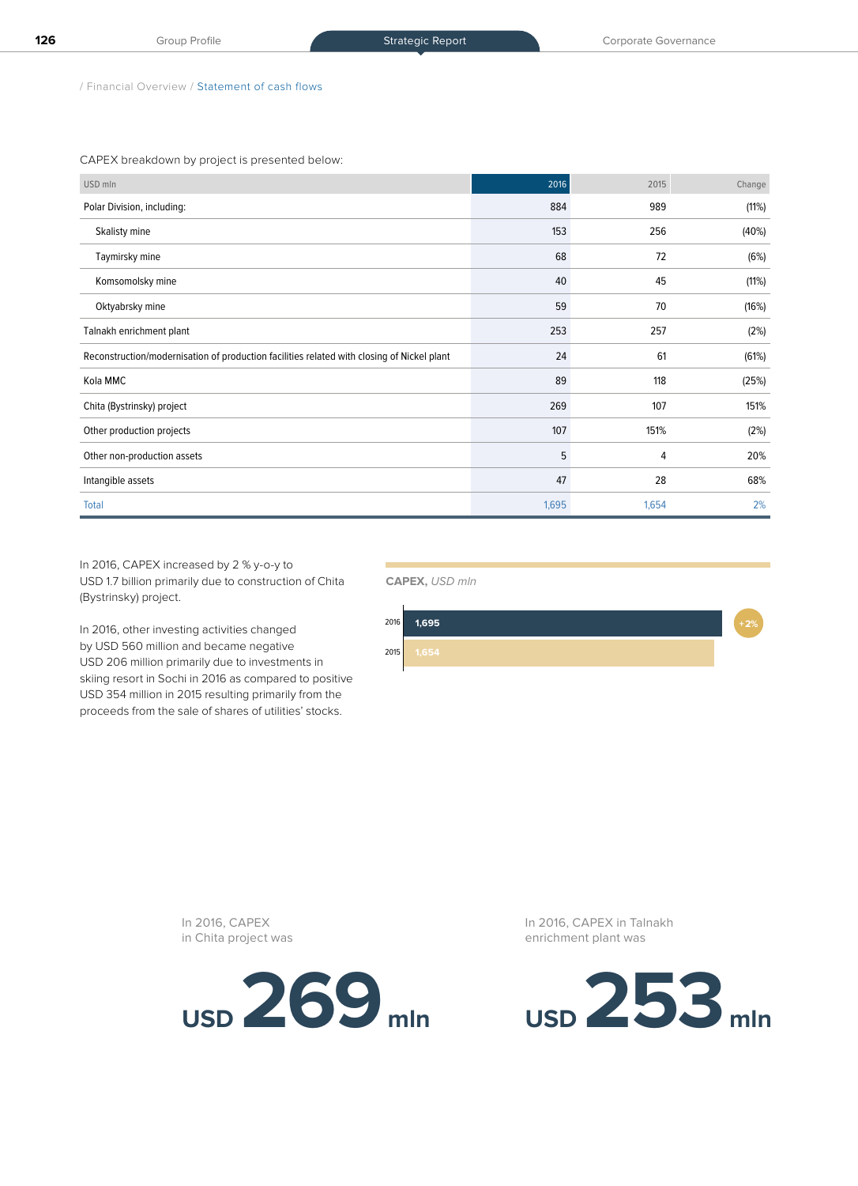/ Financial Overview / Statement of cash flows

CAPEX breakdown by project is presented below:

| USD mln | 2016 | 2015 | Change |
|---|---|---|---|
| Polar Division, including: | 884 | 989 | (11%) |
| Skalisty mine | 153 | 256 | (40%) |
| Taymirsky mine | 68 | 72 | (6%) |
| Komsomolsky mine | 40 | 45 | (11%) |
| Oktyabrsky mine | 59 | 70 | (16%) |
| Talnakh enrichment plant | 253 | 257 | (2%) |
| Reconstruction/modernisation of production facilities related with closing of Nickel plant | 24 | 61 | (61%) |
| Kola MMC | 89 | 118 | (25%) |
| Chita (Bystrinsky) project | 269 | 107 | 151% |
| Other production projects | 107 | 151% | (2%) |
| Other non-production assets | 5 | 4 | 20% |
| Intangible assets | 47 | 28 | 68% |
| Total | 1,695 | 1,654 | 2% |

In 2016, CAPEX increased by 2 % y-o-y to USD 1.7 billion primarily due to construction of Chita (Bystrinsky) project.

In 2016, other investing activities changed by USD 560 million and became negative USD 206 million primarily due to investments in skiing resort in Sochi in 2016 as compared to positive USD 354 million in 2015 resulting primarily from the proceeds from the sale of shares of utilities' stocks.

**CAPEX,** *USD mln*

2016
1,695
2015
1,654
+2%

In 2016, CAPEX in Chita project was

**USD 269 mln**

In 2016, CAPEX in Talnakh enrichment plant was

**USD 253 mln**